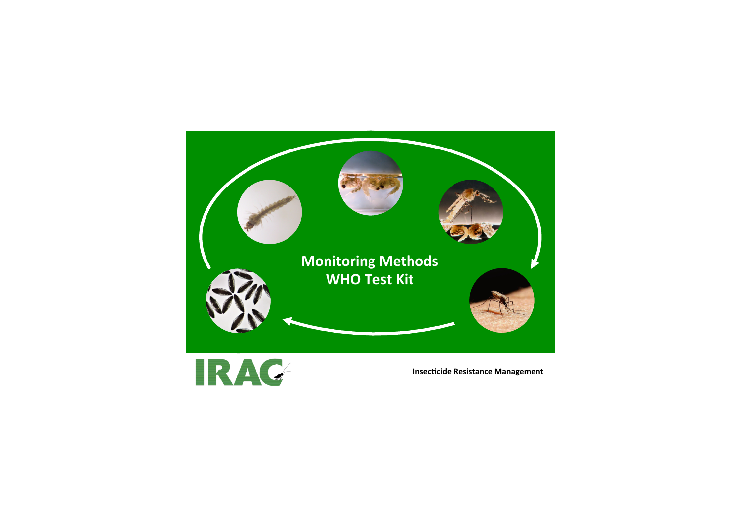# Monitoring Methods
# WHO Test Kit

IRAC

**Insecticide Resistance Management**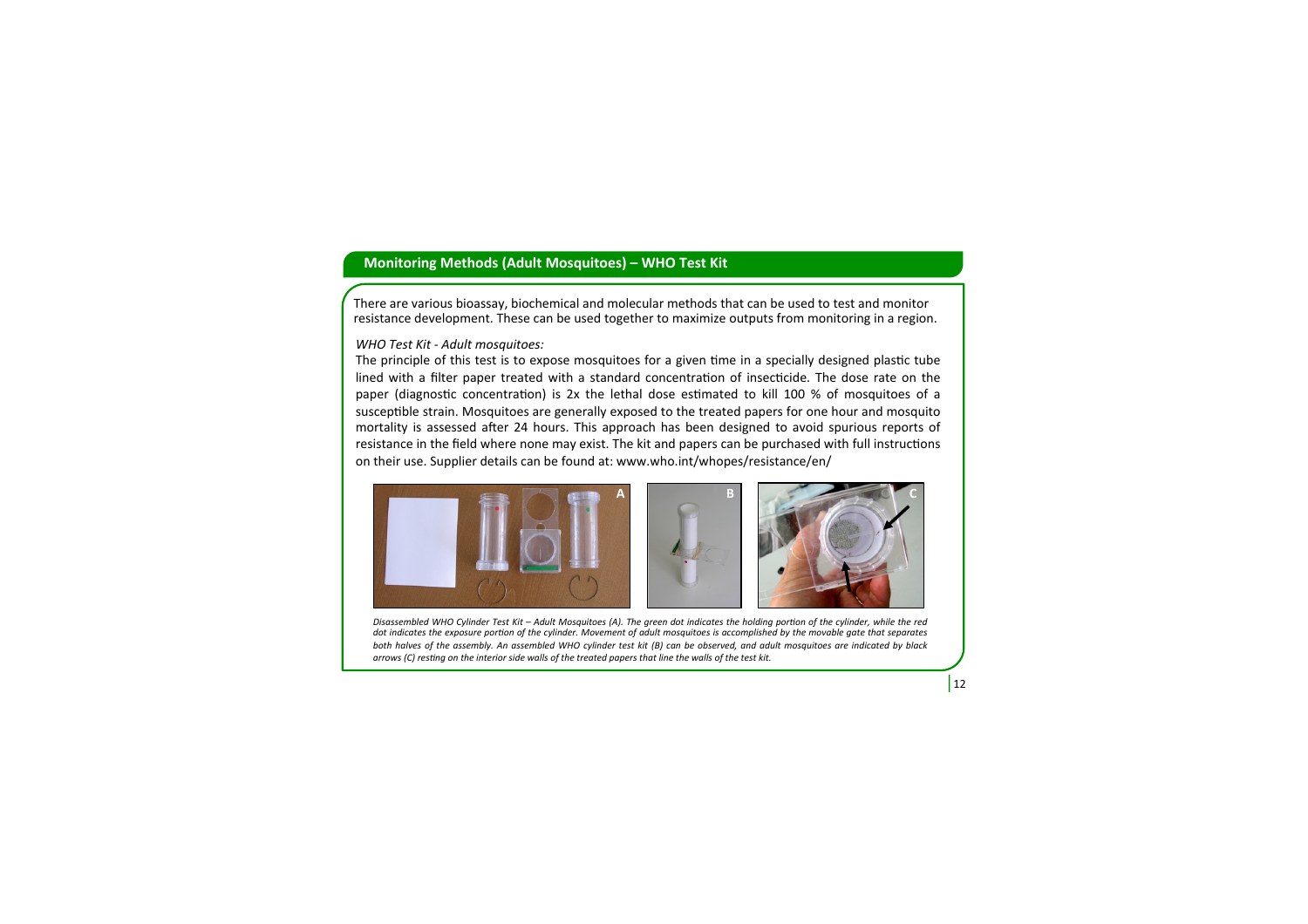## Monitoring Methods (Adult Mosquitoes) – WHO Test Kit

There are various bioassay, biochemical and molecular methods that can be used to test and monitor resistance development. These can be used together to maximize outputs from monitoring in a region.

*WHO Test Kit - Adult mosquitoes:*

The principle of this test is to expose mosquitoes for a given time in a specially designed plastic tube lined with a filter paper treated with a standard concentration of insecticide. The dose rate on the paper (diagnostic concentration) is 2x the lethal dose estimated to kill 100 % of mosquitoes of a susceptible strain. Mosquitoes are generally exposed to the treated papers for one hour and mosquito mortality is assessed after 24 hours. This approach has been designed to avoid spurious reports of resistance in the field where none may exist. The kit and papers can be purchased with full instructions on their use. Supplier details can be found at: www.who.int/whopes/resistance/en/

*Disassembled WHO Cylinder Test Kit – Adult Mosquitoes (A). The green dot indicates the holding portion of the cylinder, while the red dot indicates the exposure portion of the cylinder. Movement of adult mosquitoes is accomplished by the movable gate that separates both halves of the assembly. An assembled WHO cylinder test kit (B) can be observed, and adult mosquitoes are indicated by black arrows (C) resting on the interior side walls of the treated papers that line the walls of the test kit.*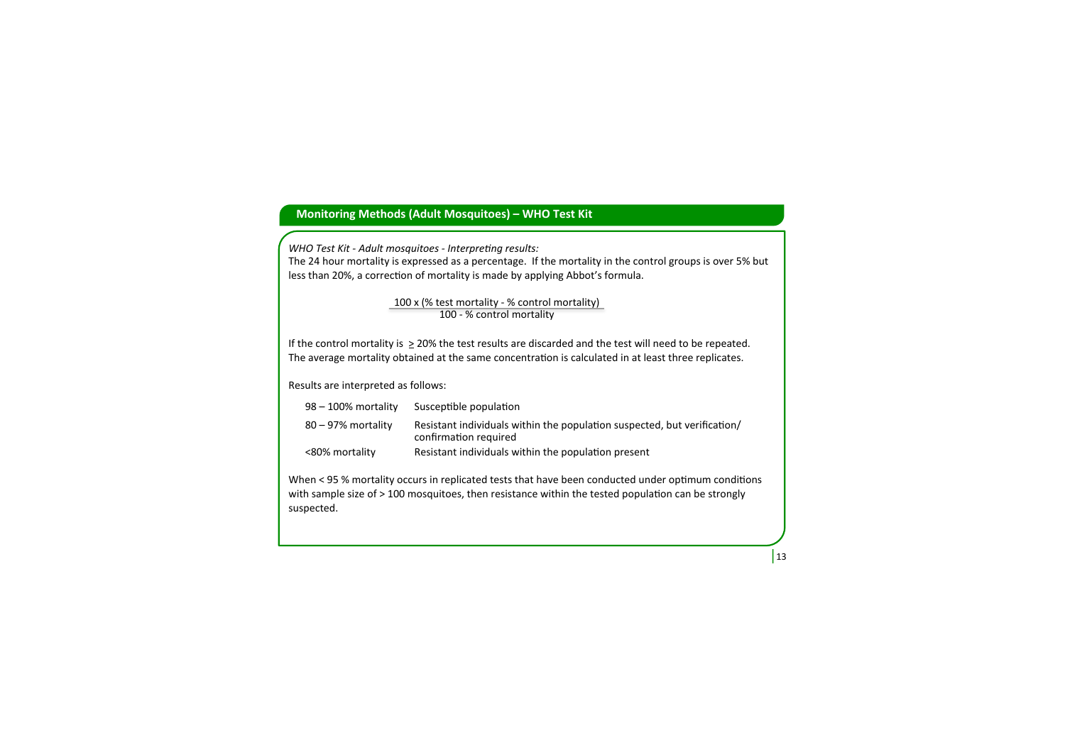## Monitoring Methods (Adult Mosquitoes) – WHO Test Kit

*WHO Test Kit - Adult mosquitoes - Interpreting results:*

The 24 hour mortality is expressed as a percentage. If the mortality in the control groups is over 5% but less than 20%, a correction of mortality is made by applying Abbot's formula.

$$\frac{100 \times (\text{\% test mortality} - \text{\% control mortality})}{100 - \text{\% control mortality}}$$

If the control mortality is $\geq$ 20% the test results are discarded and the test will need to be repeated. The average mortality obtained at the same concentration is calculated in at least three replicates.

Results are interpreted as follows:

| | |
|---|---|
| 98 – 100% mortality | Susceptible population |
| 80 – 97% mortality | Resistant individuals within the population suspected, but verification/ confirmation required |
| <80% mortality | Resistant individuals within the population present |

When < 95 % mortality occurs in replicated tests that have been conducted under optimum conditions with sample size of > 100 mosquitoes, then resistance within the tested population can be strongly suspected.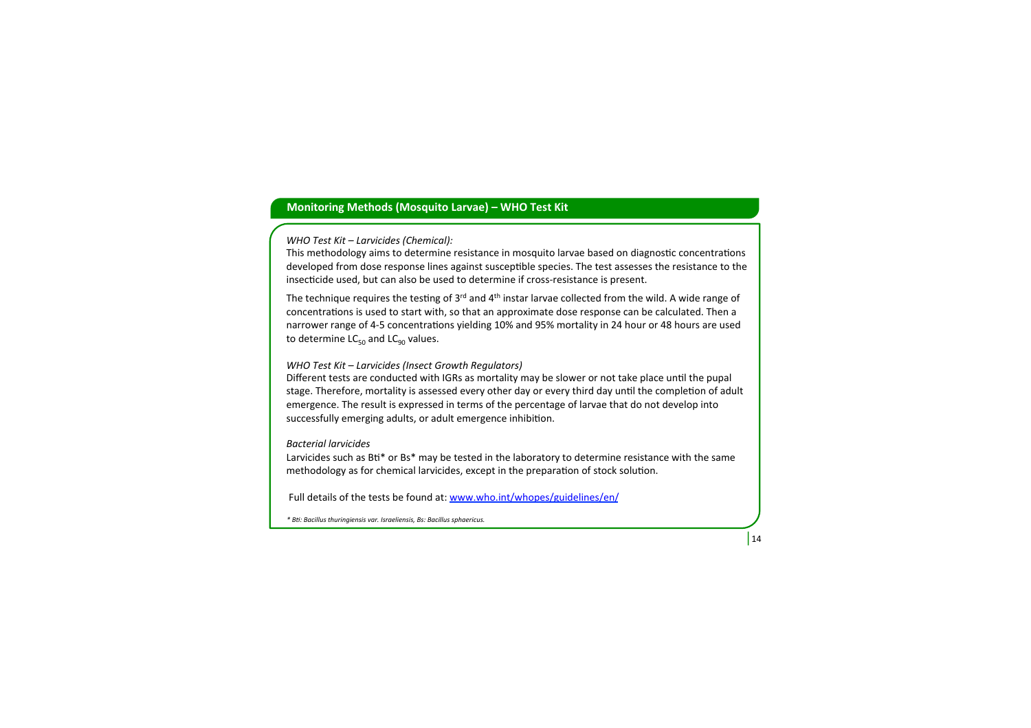## Monitoring Methods (Mosquito Larvae) – WHO Test Kit

*WHO Test Kit – Larvicides (Chemical):*

This methodology aims to determine resistance in mosquito larvae based on diagnostic concentrations developed from dose response lines against susceptible species. The test assesses the resistance to the insecticide used, but can also be used to determine if cross-resistance is present.

The technique requires the testing of 3rd and 4th instar larvae collected from the wild. A wide range of concentrations is used to start with, so that an approximate dose response can be calculated. Then a narrower range of 4-5 concentrations yielding 10% and 95% mortality in 24 hour or 48 hours are used to determine $LC_{50}$ and $LC_{90}$ values.

*WHO Test Kit – Larvicides (Insect Growth Regulators)*

Different tests are conducted with IGRs as mortality may be slower or not take place until the pupal stage. Therefore, mortality is assessed every other day or every third day until the completion of adult emergence. The result is expressed in terms of the percentage of larvae that do not develop into successfully emerging adults, or adult emergence inhibition.

*Bacterial larvicides*

Larvicides such as Bti* or Bs* may be tested in the laboratory to determine resistance with the same methodology as for chemical larvicides, except in the preparation of stock solution.

Full details of the tests be found at: www.who.int/whopes/guidelines/en/

*\* Bti: Bacillus thuringiensis var. Israeliensis, Bs: Bacillus sphaericus.*